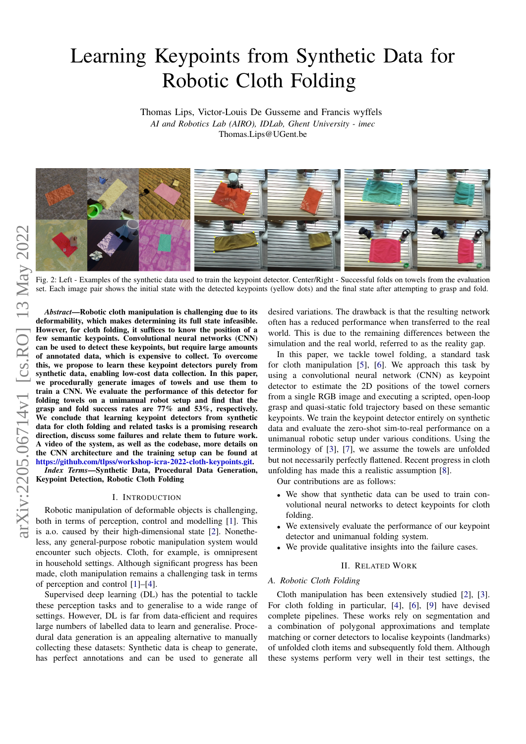# Learning Keypoints from Synthetic Data for Robotic Cloth Folding

Thomas Lips, Victor-Louis De Gusseme and Francis wyffels

*AI and Robotics Lab (AIRO), IDLab, Ghent University - imec*

Thomas.Lips@UGent.be

Fig. 2: Left - Examples of the synthetic data used to train the keypoint detector. Center/Right - Successful folds on towels from the evaluation set. Each image pair shows the initial state with the detected keypoints (yellow dots) and the final state after attempting to grasp and fold.

***Abstract*—Robotic cloth manipulation is challenging due to its deformability, which makes determining its full state infeasible. However, for cloth folding, it suffices to know the position of a few semantic keypoints. Convolutional neural networks (CNN) can be used to detect these keypoints, but require large amounts of annotated data, which is expensive to collect. To overcome this, we propose to learn these keypoint detectors purely from synthetic data, enabling low-cost data collection. In this paper, we procedurally generate images of towels and use them to train a CNN. We evaluate the performance of this detector for folding towels on a unimanual robot setup and find that the grasp and fold success rates are 77% and 53%, respectively. We conclude that learning keypoint detectors from synthetic data for cloth folding and related tasks is a promising research direction, discuss some failures and relate them to future work. A video of the system, as well as the codebase, more details on the CNN architecture and the training setup can be found at https://github.com/tlpss/workshop-icra-2022-cloth-keypoints.git.**

***Index Terms*—Synthetic Data, Procedural Data Generation, Keypoint Detection, Robotic Cloth Folding**

## I. Introduction

Robotic manipulation of deformable objects is challenging, both in terms of perception, control and modelling [1]. This is a.o. caused by their high-dimensional state [2]. Nonetheless, any general-purpose robotic manipulation system would encounter such objects. Cloth, for example, is omnipresent in household settings. Although significant progress has been made, cloth manipulation remains a challenging task in terms of perception and control [1]–[4].

Supervised deep learning (DL) has the potential to tackle these perception tasks and to generalise to a wide range of settings. However, DL is far from data-efficient and requires large numbers of labelled data to learn and generalise. Procedural data generation is an appealing alternative to manually collecting these datasets: Synthetic data is cheap to generate, has perfect annotations and can be used to generate all desired variations. The drawback is that the resulting network often has a reduced performance when transferred to the real world. This is due to the remaining differences between the simulation and the real world, referred to as the reality gap.

In this paper, we tackle towel folding, a standard task for cloth manipulation [5], [6]. We approach this task by using a convolutional neural network (CNN) as keypoint detector to estimate the 2D positions of the towel corners from a single RGB image and executing a scripted, open-loop grasp and quasi-static fold trajectory based on these semantic keypoints. We train the keypoint detector entirely on synthetic data and evaluate the zero-shot sim-to-real performance on a unimanual robotic setup under various conditions. Using the terminology of [3], [7], we assume the towels are unfolded but not necessarily perfectly flattened. Recent progress in cloth unfolding has made this a realistic assumption [8].

Our contributions are as follows:

- We show that synthetic data can be used to train convolutional neural networks to detect keypoints for cloth folding.
- We extensively evaluate the performance of our keypoint detector and unimanual folding system.
- We provide qualitative insights into the failure cases.

## II. Related Work

### A. Robotic Cloth Folding

Cloth manipulation has been extensively studied [2], [3]. For cloth folding in particular, [4], [6], [9] have devised complete pipelines. These works rely on segmentation and a combination of polygonal approximations and template matching or corner detectors to localise keypoints (landmarks) of unfolded cloth items and subsequently fold them. Although these systems perform very well in their test settings, the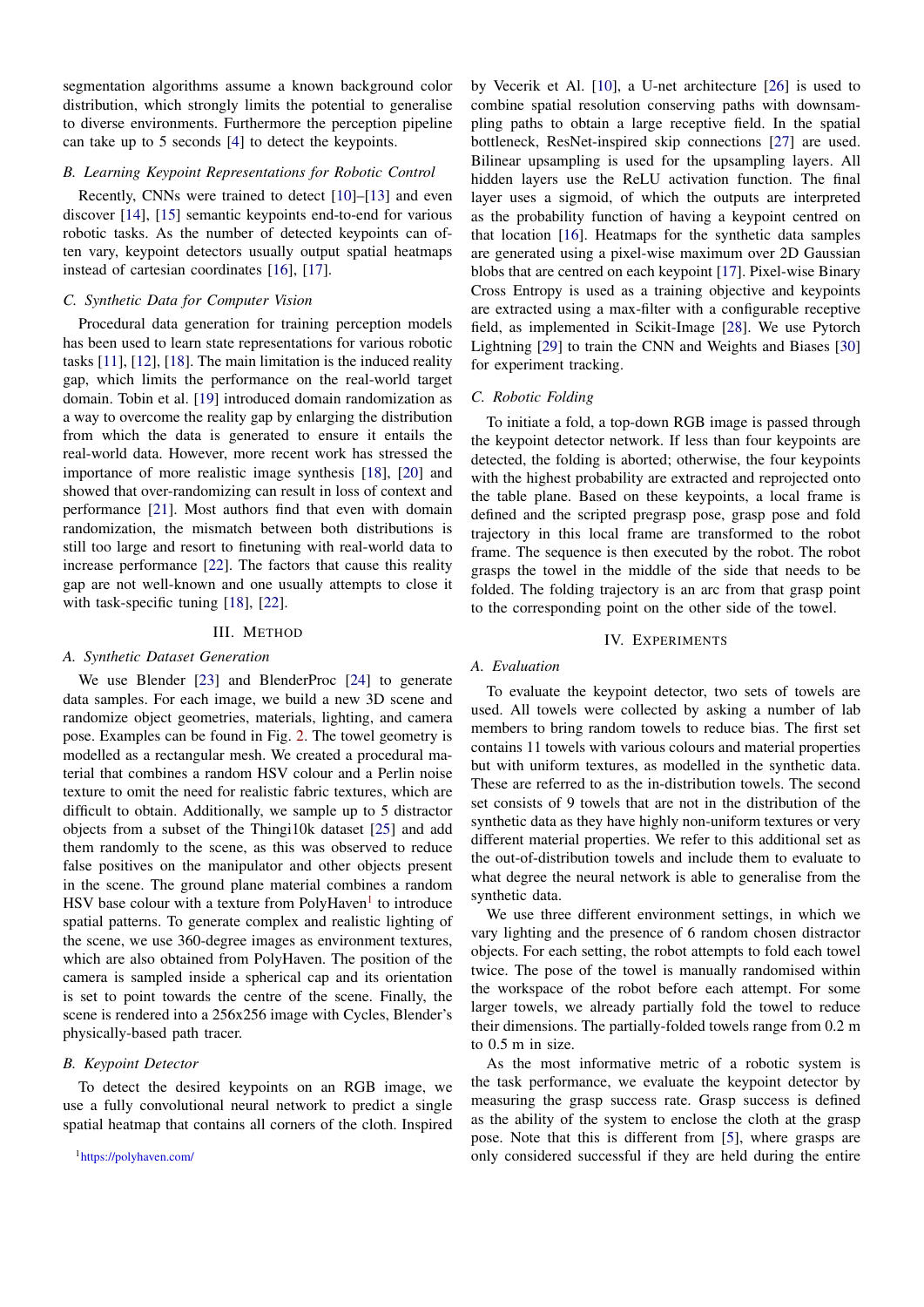segmentation algorithms assume a known background color distribution, which strongly limits the potential to generalise to diverse environments. Furthermore the perception pipeline can take up to 5 seconds [4] to detect the keypoints.

### B. Learning Keypoint Representations for Robotic Control

Recently, CNNs were trained to detect [10]–[13] and even discover [14], [15] semantic keypoints end-to-end for various robotic tasks. As the number of detected keypoints can often vary, keypoint detectors usually output spatial heatmaps instead of cartesian coordinates [16], [17].

### C. Synthetic Data for Computer Vision

Procedural data generation for training perception models has been used to learn state representations for various robotic tasks [11], [12], [18]. The main limitation is the induced reality gap, which limits the performance on the real-world target domain. Tobin et al. [19] introduced domain randomization as a way to overcome the reality gap by enlarging the distribution from which the data is generated to ensure it entails the real-world data. However, more recent work has stressed the importance of more realistic image synthesis [18], [20] and showed that over-randomizing can result in loss of context and performance [21]. Most authors find that even with domain randomization, the mismatch between both distributions is still too large and resort to finetuning with real-world data to increase performance [22]. The factors that cause this reality gap are not well-known and one usually attempts to close it with task-specific tuning [18], [22].

## III. Method

### A. Synthetic Dataset Generation

We use Blender [23] and BlenderProc [24] to generate data samples. For each image, we build a new 3D scene and randomize object geometries, materials, lighting, and camera pose. Examples can be found in Fig. 2. The towel geometry is modelled as a rectangular mesh. We created a procedural material that combines a random HSV colour and a Perlin noise texture to omit the need for realistic fabric textures, which are difficult to obtain. Additionally, we sample up to 5 distractor objects from a subset of the Thingi10k dataset [25] and add them randomly to the scene, as this was observed to reduce false positives on the manipulator and other objects present in the scene. The ground plane material combines a random HSV base colour with a texture from PolyHaven[1] to introduce spatial patterns. To generate complex and realistic lighting of the scene, we use 360-degree images as environment textures, which are also obtained from PolyHaven. The position of the camera is sampled inside a spherical cap and its orientation is set to point towards the centre of the scene. Finally, the scene is rendered into a 256x256 image with Cycles, Blender's physically-based path tracer.

### B. Keypoint Detector

To detect the desired keypoints on an RGB image, we use a fully convolutional neural network to predict a single spatial heatmap that contains all corners of the cloth. Inspired by Vecerik et Al. [10], a U-net architecture [26] is used to combine spatial resolution conserving paths with downsampling paths to obtain a large receptive field. In the spatial bottleneck, ResNet-inspired skip connections [27] are used. Bilinear upsampling is used for the upsampling layers. All hidden layers use the ReLU activation function. The final layer uses a sigmoid, of which the outputs are interpreted as the probability function of having a keypoint centred on that location [16]. Heatmaps for the synthetic data samples are generated using a pixel-wise maximum over 2D Gaussian blobs that are centred on each keypoint [17]. Pixel-wise Binary Cross Entropy is used as a training objective and keypoints are extracted using a max-filter with a configurable receptive field, as implemented in Scikit-Image [28]. We use Pytorch Lightning [29] to train the CNN and Weights and Biases [30] for experiment tracking.

### C. Robotic Folding

To initiate a fold, a top-down RGB image is passed through the keypoint detector network. If less than four keypoints are detected, the folding is aborted; otherwise, the four keypoints with the highest probability are extracted and reprojected onto the table plane. Based on these keypoints, a local frame is defined and the scripted pregrasp pose, grasp pose and fold trajectory in this local frame are transformed to the robot frame. The sequence is then executed by the robot. The robot grasps the towel in the middle of the side that needs to be folded. The folding trajectory is an arc from that grasp point to the corresponding point on the other side of the towel.

## IV. Experiments

### A. Evaluation

To evaluate the keypoint detector, two sets of towels are used. All towels were collected by asking a number of lab members to bring random towels to reduce bias. The first set contains 11 towels with various colours and material properties but with uniform textures, as modelled in the synthetic data. These are referred to as the in-distribution towels. The second set consists of 9 towels that are not in the distribution of the synthetic data as they have highly non-uniform textures or very different material properties. We refer to this additional set as the out-of-distribution towels and include them to evaluate to what degree the neural network is able to generalise from the synthetic data.

We use three different environment settings, in which we vary lighting and the presence of 6 random chosen distractor objects. For each setting, the robot attempts to fold each towel twice. The pose of the towel is manually randomised within the workspace of the robot before each attempt. For some larger towels, we already partially fold the towel to reduce their dimensions. The partially-folded towels range from 0.2 m to 0.5 m in size.

As the most informative metric of a robotic system is the task performance, we evaluate the keypoint detector by measuring the grasp success rate. Grasp success is defined as the ability of the system to enclose the cloth at the grasp pose. Note that this is different from [5], where grasps are only considered successful if they are held during the entire

[1] https://polyhaven.com/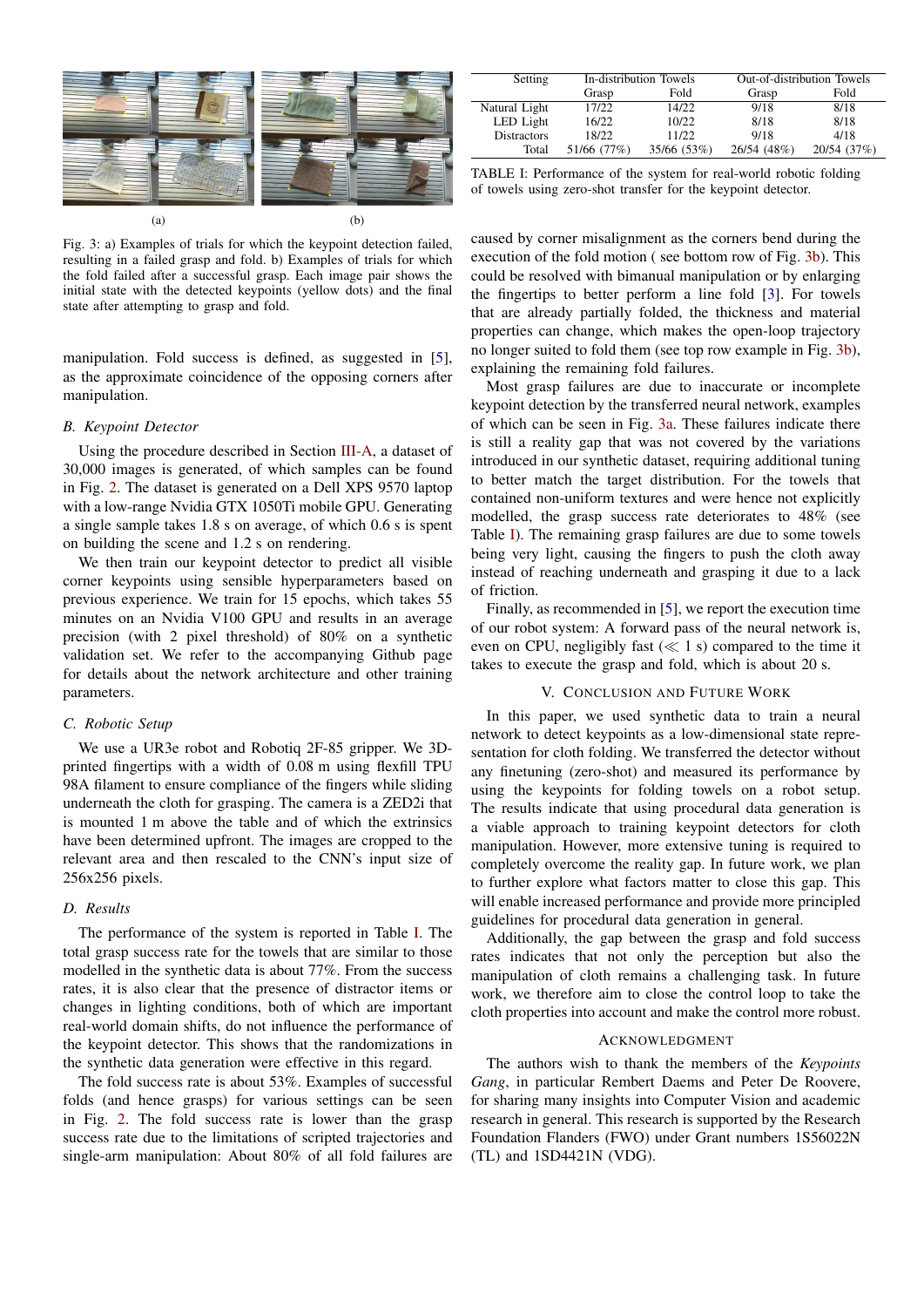Fig. 3: a) Examples of trials for which the keypoint detection failed, resulting in a failed grasp and fold. b) Examples of trials for which the fold failed after a successful grasp. Each image pair shows the initial state with the detected keypoints (yellow dots) and the final state after attempting to grasp and fold.

manipulation. Fold success is defined, as suggested in [5], as the approximate coincidence of the opposing corners after manipulation.

### B. Keypoint Detector

Using the procedure described in Section III-A, a dataset of 30,000 images is generated, of which samples can be found in Fig. 2. The dataset is generated on a Dell XPS 9570 laptop with a low-range Nvidia GTX 1050Ti mobile GPU. Generating a single sample takes 1.8 s on average, of which 0.6 s is spent on building the scene and 1.2 s on rendering.

We then train our keypoint detector to predict all visible corner keypoints using sensible hyperparameters based on previous experience. We train for 15 epochs, which takes 55 minutes on an Nvidia V100 GPU and results in an average precision (with 2 pixel threshold) of 80% on a synthetic validation set. We refer to the accompanying Github page for details about the network architecture and other training parameters.

### C. Robotic Setup

We use a UR3e robot and Robotiq 2F-85 gripper. We 3D-printed fingertips with a width of 0.08 m using flexfill TPU 98A filament to ensure compliance of the fingers while sliding underneath the cloth for grasping. The camera is a ZED2i that is mounted 1 m above the table and of which the extrinsics have been determined upfront. The images are cropped to the relevant area and then rescaled to the CNN's input size of 256x256 pixels.

### D. Results

The performance of the system is reported in Table I. The total grasp success rate for the towels that are similar to those modelled in the synthetic data is about 77%. From the success rates, it is also clear that the presence of distractor items or changes in lighting conditions, both of which are important real-world domain shifts, do not influence the performance of the keypoint detector. This shows that the randomizations in the synthetic data generation were effective in this regard.

The fold success rate is about 53%. Examples of successful folds (and hence grasps) for various settings can be seen in Fig. 2. The fold success rate is lower than the grasp success rate due to the limitations of scripted trajectories and single-arm manipulation: About 80% of all fold failures are caused by corner misalignment as the corners bend during the execution of the fold motion ( see bottom row of Fig. 3b). This could be resolved with bimanual manipulation or by enlarging the fingertips to better perform a line fold [3]. For towels that are already partially folded, the thickness and material properties can change, which makes the open-loop trajectory no longer suited to fold them (see top row example in Fig. 3b), explaining the remaining fold failures.

| Setting | In-distribution Towels | | Out-of-distribution Towels | |
|---|---|---|---|---|
| | Grasp | Fold | Grasp | Fold |
| Natural Light | 17/22 | 14/22 | 9/18 | 8/18 |
| LED Light | 16/22 | 10/22 | 8/18 | 8/18 |
| Distractors | 18/22 | 11/22 | 9/18 | 4/18 |
| Total | 51/66 (77%) | 35/66 (53%) | 26/54 (48%) | 20/54 (37%) |

TABLE I: Performance of the system for real-world robotic folding of towels using zero-shot transfer for the keypoint detector.

Most grasp failures are due to inaccurate or incomplete keypoint detection by the transferred neural network, examples of which can be seen in Fig. 3a. These failures indicate there is still a reality gap that was not covered by the variations introduced in our synthetic dataset, requiring additional tuning to better match the target distribution. For the towels that contained non-uniform textures and were hence not explicitly modelled, the grasp success rate deteriorates to 48% (see Table I). The remaining grasp failures are due to some towels being very light, causing the fingers to push the cloth away instead of reaching underneath and grasping it due to a lack of friction.

Finally, as recommended in [5], we report the execution time of our robot system: A forward pass of the neural network is, even on CPU, negligibly fast ($\ll$ 1 s) compared to the time it takes to execute the grasp and fold, which is about 20 s.

## V. Conclusion and Future Work

In this paper, we used synthetic data to train a neural network to detect keypoints as a low-dimensional state representation for cloth folding. We transferred the detector without any finetuning (zero-shot) and measured its performance by using the keypoints for folding towels on a robot setup. The results indicate that using procedural data generation is a viable approach to training keypoint detectors for cloth manipulation. However, more extensive tuning is required to completely overcome the reality gap. In future work, we plan to further explore what factors matter to close this gap. This will enable increased performance and provide more principled guidelines for procedural data generation in general.

Additionally, the gap between the grasp and fold success rates indicates that not only the perception but also the manipulation of cloth remains a challenging task. In future work, we therefore aim to close the control loop to take the cloth properties into account and make the control more robust.

## Acknowledgment

The authors wish to thank the members of the *Keypoints Gang*, in particular Rembert Daems and Peter De Roovere, for sharing many insights into Computer Vision and academic research in general. This research is supported by the Research Foundation Flanders (FWO) under Grant numbers 1S56022N (TL) and 1SD4421N (VDG).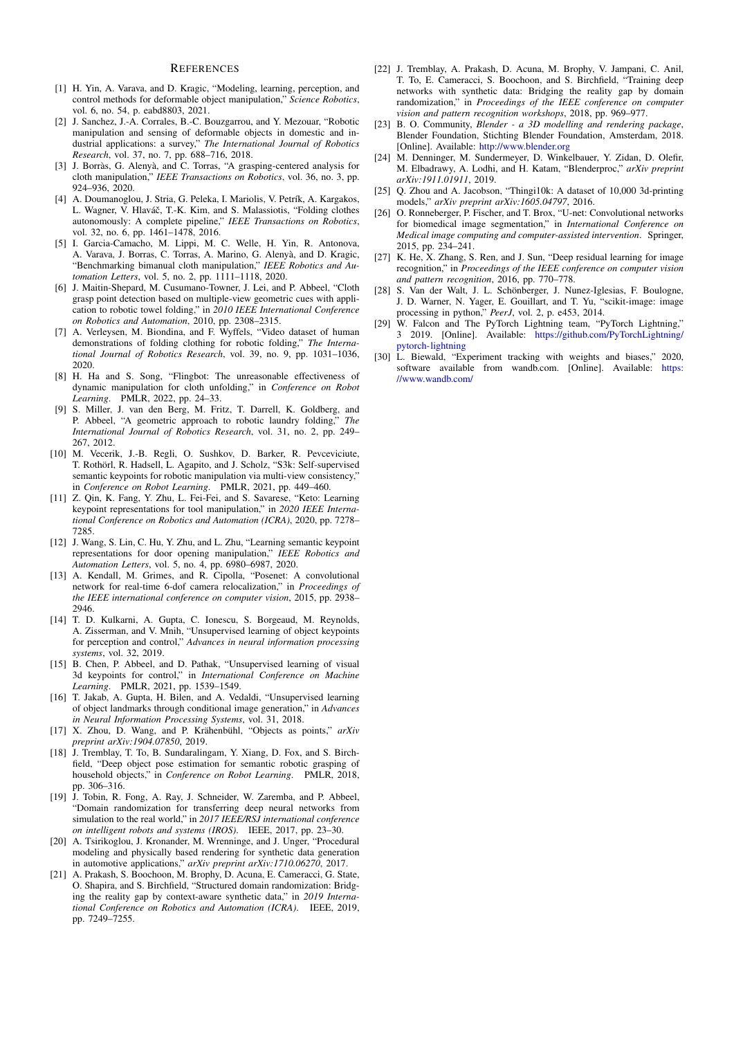# References

[1] H. Yin, A. Varava, and D. Kragic, "Modeling, learning, perception, and control methods for deformable object manipulation," *Science Robotics*, vol. 6, no. 54, p. eabd8803, 2021.

[2] J. Sanchez, J.-A. Corrales, B.-C. Bouzgarrou, and Y. Mezouar, "Robotic manipulation and sensing of deformable objects in domestic and industrial applications: a survey," *The International Journal of Robotics Research*, vol. 37, no. 7, pp. 688–716, 2018.

[3] J. Borràs, G. Alenyà, and C. Torras, "A grasping-centered analysis for cloth manipulation," *IEEE Transactions on Robotics*, vol. 36, no. 3, pp. 924–936, 2020.

[4] A. Doumanoglou, J. Stria, G. Peleka, I. Mariolis, V. Petrík, A. Kargakos, L. Wagner, V. Hlaváč, T.-K. Kim, and S. Malassiotis, "Folding clothes autonomously: A complete pipeline," *IEEE Transactions on Robotics*, vol. 32, no. 6, pp. 1461–1478, 2016.

[5] I. Garcia-Camacho, M. Lippi, M. C. Welle, H. Yin, R. Antonova, A. Varava, J. Borras, C. Torras, A. Marino, G. Alenyà, and D. Kragic, "Benchmarking bimanual cloth manipulation," *IEEE Robotics and Automation Letters*, vol. 5, no. 2, pp. 1111–1118, 2020.

[6] J. Maitin-Shepard, M. Cusumano-Towner, J. Lei, and P. Abbeel, "Cloth grasp point detection based on multiple-view geometric cues with application to robotic towel folding," in *2010 IEEE International Conference on Robotics and Automation*, 2010, pp. 2308–2315.

[7] A. Verleysen, M. Biondina, and F. Wyffels, "Video dataset of human demonstrations of folding clothing for robotic folding," *The International Journal of Robotics Research*, vol. 39, no. 9, pp. 1031–1036, 2020.

[8] H. Ha and S. Song, "Flingbot: The unreasonable effectiveness of dynamic manipulation for cloth unfolding," in *Conference on Robot Learning*. PMLR, 2022, pp. 24–33.

[9] S. Miller, J. van den Berg, M. Fritz, T. Darrell, K. Goldberg, and P. Abbeel, "A geometric approach to robotic laundry folding," *The International Journal of Robotics Research*, vol. 31, no. 2, pp. 249–267, 2012.

[10] M. Vecerik, J.-B. Regli, O. Sushkov, D. Barker, R. Pevceviciute, T. Rothörl, R. Hadsell, L. Agapito, and J. Scholz, "S3k: Self-supervised semantic keypoints for robotic manipulation via multi-view consistency," in *Conference on Robot Learning*. PMLR, 2021, pp. 449–460.

[11] Z. Qin, K. Fang, Y. Zhu, L. Fei-Fei, and S. Savarese, "Keto: Learning keypoint representations for tool manipulation," in *2020 IEEE International Conference on Robotics and Automation (ICRA)*, 2020, pp. 7278–7285.

[12] J. Wang, S. Lin, C. Hu, Y. Zhu, and L. Zhu, "Learning semantic keypoint representations for door opening manipulation," *IEEE Robotics and Automation Letters*, vol. 5, no. 4, pp. 6980–6987, 2020.

[13] A. Kendall, M. Grimes, and R. Cipolla, "Posenet: A convolutional network for real-time 6-dof camera relocalization," in *Proceedings of the IEEE international conference on computer vision*, 2015, pp. 2938–2946.

[14] T. D. Kulkarni, A. Gupta, C. Ionescu, S. Borgeaud, M. Reynolds, A. Zisserman, and V. Mnih, "Unsupervised learning of object keypoints for perception and control," *Advances in neural information processing systems*, vol. 32, 2019.

[15] B. Chen, P. Abbeel, and D. Pathak, "Unsupervised learning of visual 3d keypoints for control," in *International Conference on Machine Learning*. PMLR, 2021, pp. 1539–1549.

[16] T. Jakab, A. Gupta, H. Bilen, and A. Vedaldi, "Unsupervised learning of object landmarks through conditional image generation," in *Advances in Neural Information Processing Systems*, vol. 31, 2018.

[17] X. Zhou, D. Wang, and P. Krähenbühl, "Objects as points," *arXiv preprint arXiv:1904.07850*, 2019.

[18] J. Tremblay, T. To, B. Sundaralingam, Y. Xiang, D. Fox, and S. Birchfield, "Deep object pose estimation for semantic robotic grasping of household objects," in *Conference on Robot Learning*. PMLR, 2018, pp. 306–316.

[19] J. Tobin, R. Fong, A. Ray, J. Schneider, W. Zaremba, and P. Abbeel, "Domain randomization for transferring deep neural networks from simulation to the real world," in *2017 IEEE/RSJ international conference on intelligent robots and systems (IROS)*. IEEE, 2017, pp. 23–30.

[20] A. Tsirikoglou, J. Kronander, M. Wrenninge, and J. Unger, "Procedural modeling and physically based rendering for synthetic data generation in automotive applications," *arXiv preprint arXiv:1710.06270*, 2017.

[21] A. Prakash, S. Boochoon, M. Brophy, D. Acuna, E. Cameracci, G. State, O. Shapira, and S. Birchfield, "Structured domain randomization: Bridging the reality gap by context-aware synthetic data," in *2019 International Conference on Robotics and Automation (ICRA)*. IEEE, 2019, pp. 7249–7255.

[22] J. Tremblay, A. Prakash, D. Acuna, M. Brophy, V. Jampani, C. Anil, T. To, E. Cameracci, S. Boochoon, and S. Birchfield, "Training deep networks with synthetic data: Bridging the reality gap by domain randomization," in *Proceedings of the IEEE conference on computer vision and pattern recognition workshops*, 2018, pp. 969–977.

[23] B. O. Community, *Blender - a 3D modelling and rendering package*, Blender Foundation, Stichting Blender Foundation, Amsterdam, 2018. [Online]. Available: http://www.blender.org

[24] M. Denninger, M. Sundermeyer, D. Winkelbauer, Y. Zidan, D. Olefir, M. Elbadrawy, A. Lodhi, and H. Katam, "Blenderproc," *arXiv preprint arXiv:1911.01911*, 2019.

[25] Q. Zhou and A. Jacobson, "Thingi10k: A dataset of 10,000 3d-printing models," *arXiv preprint arXiv:1605.04797*, 2016.

[26] O. Ronneberger, P. Fischer, and T. Brox, "U-net: Convolutional networks for biomedical image segmentation," in *International Conference on Medical image computing and computer-assisted intervention*. Springer, 2015, pp. 234–241.

[27] K. He, X. Zhang, S. Ren, and J. Sun, "Deep residual learning for image recognition," in *Proceedings of the IEEE conference on computer vision and pattern recognition*, 2016, pp. 770–778.

[28] S. Van der Walt, J. L. Schönberger, J. Nunez-Iglesias, F. Boulogne, J. D. Warner, N. Yager, E. Gouillart, and T. Yu, "scikit-image: image processing in python," *PeerJ*, vol. 2, p. e453, 2014.

[29] W. Falcon and The PyTorch Lightning team, "PyTorch Lightning," 3 2019. [Online]. Available: https://github.com/PyTorchLightning/pytorch-lightning

[30] L. Biewald, "Experiment tracking with weights and biases," 2020, software available from wandb.com. [Online]. Available: https://www.wandb.com/